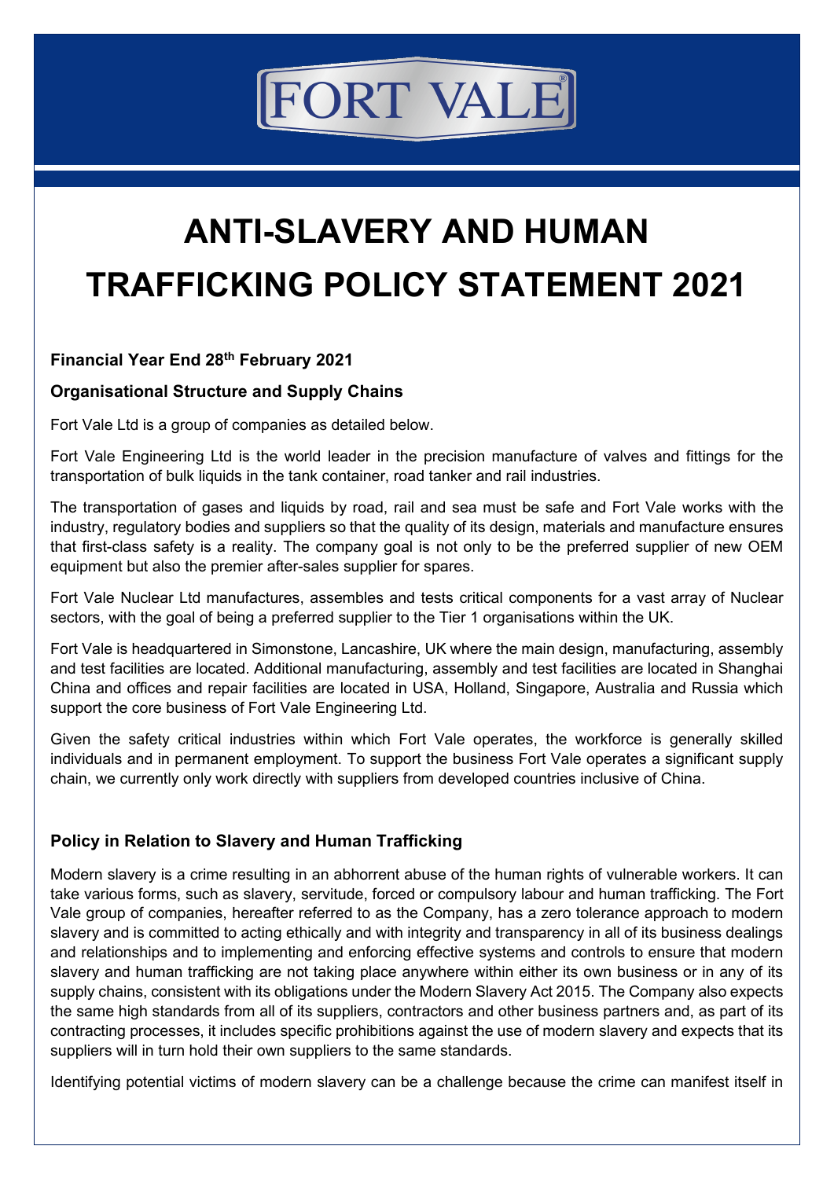FORT VALE

# ANTI-SLAVERY AND HUMAN TRAFFICKING POLICY STATEMENT 2021

**Financial Year End 28th February 2021**

**Organisational Structure and Supply Chains**

Fort Vale Ltd is a group of companies as detailed below.

Fort Vale Engineering Ltd is the world leader in the precision manufacture of valves and fittings for the transportation of bulk liquids in the tank container, road tanker and rail industries.

The transportation of gases and liquids by road, rail and sea must be safe and Fort Vale works with the industry, regulatory bodies and suppliers so that the quality of its design, materials and manufacture ensures that first-class safety is a reality. The company goal is not only to be the preferred supplier of new OEM equipment but also the premier after-sales supplier for spares.

Fort Vale Nuclear Ltd manufactures, assembles and tests critical components for a vast array of Nuclear sectors, with the goal of being a preferred supplier to the Tier 1 organisations within the UK.

Fort Vale is headquartered in Simonstone, Lancashire, UK where the main design, manufacturing, assembly and test facilities are located. Additional manufacturing, assembly and test facilities are located in Shanghai China and offices and repair facilities are located in USA, Holland, Singapore, Australia and Russia which support the core business of Fort Vale Engineering Ltd.

Given the safety critical industries within which Fort Vale operates, the workforce is generally skilled individuals and in permanent employment. To support the business Fort Vale operates a significant supply chain, we currently only work directly with suppliers from developed countries inclusive of China.

**Policy in Relation to Slavery and Human Trafficking**

Modern slavery is a crime resulting in an abhorrent abuse of the human rights of vulnerable workers. It can take various forms, such as slavery, servitude, forced or compulsory labour and human trafficking. The Fort Vale group of companies, hereafter referred to as the Company, has a zero tolerance approach to modern slavery and is committed to acting ethically and with integrity and transparency in all of its business dealings and relationships and to implementing and enforcing effective systems and controls to ensure that modern slavery and human trafficking are not taking place anywhere within either its own business or in any of its supply chains, consistent with its obligations under the Modern Slavery Act 2015. The Company also expects the same high standards from all of its suppliers, contractors and other business partners and, as part of its contracting processes, it includes specific prohibitions against the use of modern slavery and expects that its suppliers will in turn hold their own suppliers to the same standards.

Identifying potential victims of modern slavery can be a challenge because the crime can manifest itself in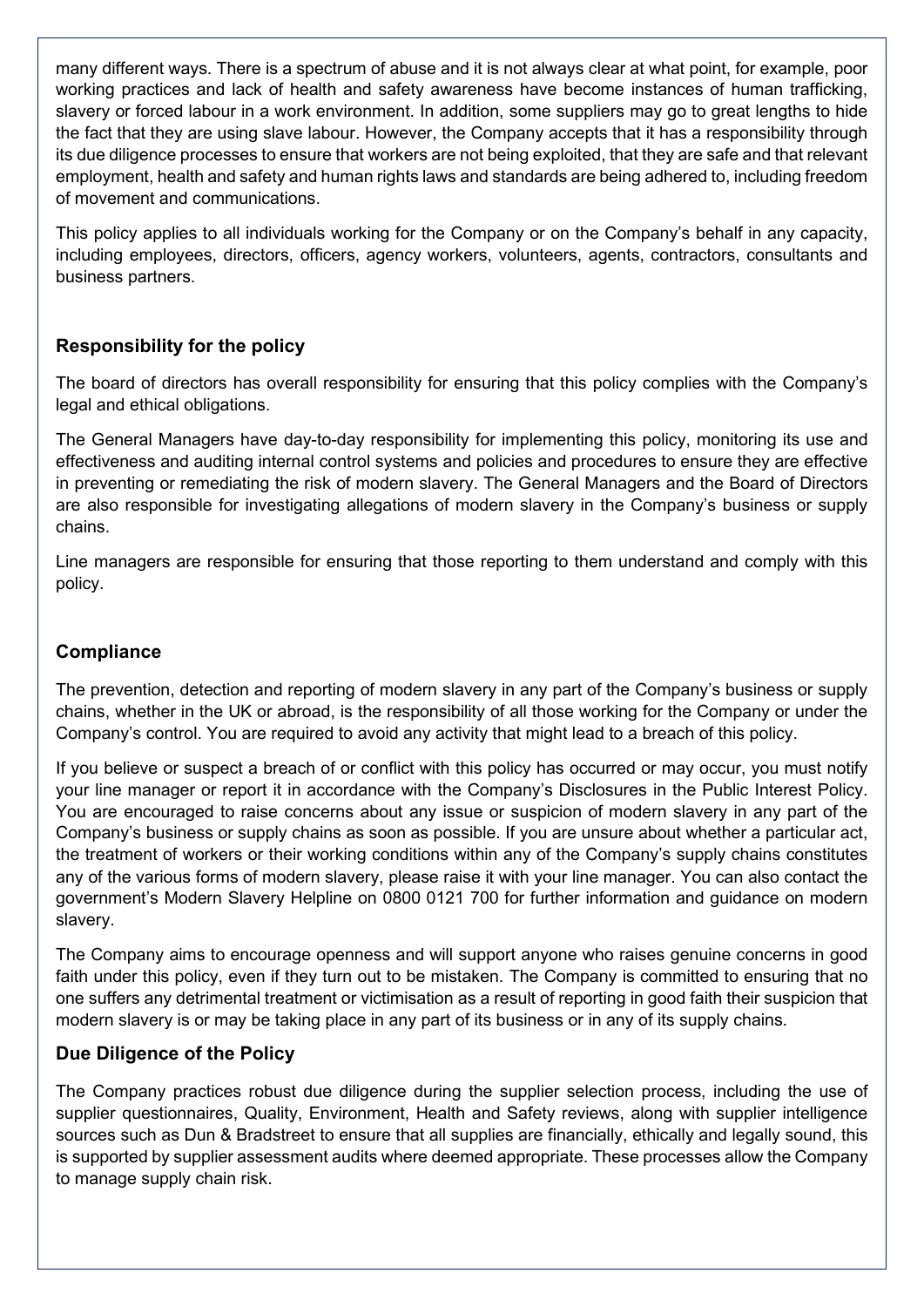many different ways. There is a spectrum of abuse and it is not always clear at what point, for example, poor working practices and lack of health and safety awareness have become instances of human trafficking, slavery or forced labour in a work environment. In addition, some suppliers may go to great lengths to hide the fact that they are using slave labour. However, the Company accepts that it has a responsibility through its due diligence processes to ensure that workers are not being exploited, that they are safe and that relevant employment, health and safety and human rights laws and standards are being adhered to, including freedom of movement and communications.

This policy applies to all individuals working for the Company or on the Company's behalf in any capacity, including employees, directors, officers, agency workers, volunteers, agents, contractors, consultants and business partners.

## Responsibility for the policy

The board of directors has overall responsibility for ensuring that this policy complies with the Company's legal and ethical obligations.

The General Managers have day-to-day responsibility for implementing this policy, monitoring its use and effectiveness and auditing internal control systems and policies and procedures to ensure they are effective in preventing or remediating the risk of modern slavery. The General Managers and the Board of Directors are also responsible for investigating allegations of modern slavery in the Company's business or supply chains.

Line managers are responsible for ensuring that those reporting to them understand and comply with this policy.

## Compliance

The prevention, detection and reporting of modern slavery in any part of the Company's business or supply chains, whether in the UK or abroad, is the responsibility of all those working for the Company or under the Company's control. You are required to avoid any activity that might lead to a breach of this policy.

If you believe or suspect a breach of or conflict with this policy has occurred or may occur, you must notify your line manager or report it in accordance with the Company's Disclosures in the Public Interest Policy. You are encouraged to raise concerns about any issue or suspicion of modern slavery in any part of the Company's business or supply chains as soon as possible. If you are unsure about whether a particular act, the treatment of workers or their working conditions within any of the Company's supply chains constitutes any of the various forms of modern slavery, please raise it with your line manager. You can also contact the government's Modern Slavery Helpline on 0800 0121 700 for further information and guidance on modern slavery.

The Company aims to encourage openness and will support anyone who raises genuine concerns in good faith under this policy, even if they turn out to be mistaken. The Company is committed to ensuring that no one suffers any detrimental treatment or victimisation as a result of reporting in good faith their suspicion that modern slavery is or may be taking place in any part of its business or in any of its supply chains.

## Due Diligence of the Policy

The Company practices robust due diligence during the supplier selection process, including the use of supplier questionnaires, Quality, Environment, Health and Safety reviews, along with supplier intelligence sources such as Dun & Bradstreet to ensure that all supplies are financially, ethically and legally sound, this is supported by supplier assessment audits where deemed appropriate. These processes allow the Company to manage supply chain risk.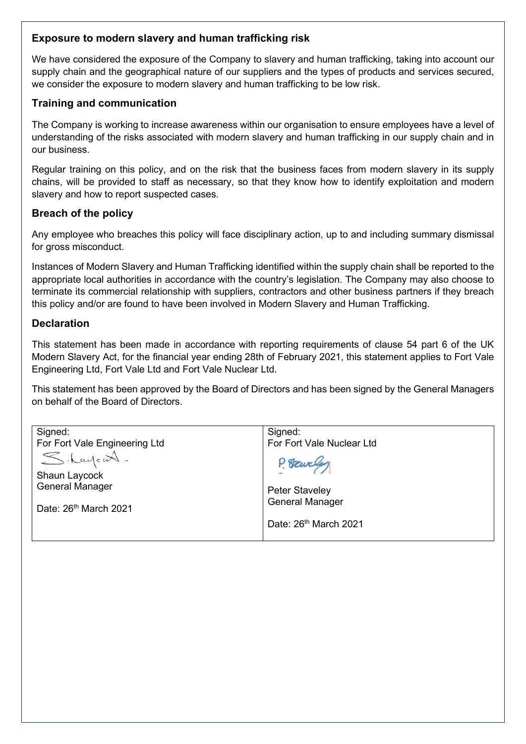### Exposure to modern slavery and human trafficking risk

We have considered the exposure of the Company to slavery and human trafficking, taking into account our supply chain and the geographical nature of our suppliers and the types of products and services secured, we consider the exposure to modern slavery and human trafficking to be low risk.

### Training and communication

The Company is working to increase awareness within our organisation to ensure employees have a level of understanding of the risks associated with modern slavery and human trafficking in our supply chain and in our business.

Regular training on this policy, and on the risk that the business faces from modern slavery in its supply chains, will be provided to staff as necessary, so that they know how to identify exploitation and modern slavery and how to report suspected cases.

### Breach of the policy

Any employee who breaches this policy will face disciplinary action, up to and including summary dismissal for gross misconduct.

Instances of Modern Slavery and Human Trafficking identified within the supply chain shall be reported to the appropriate local authorities in accordance with the country's legislation. The Company may also choose to terminate its commercial relationship with suppliers, contractors and other business partners if they breach this policy and/or are found to have been involved in Modern Slavery and Human Trafficking.

### Declaration

This statement has been made in accordance with reporting requirements of clause 54 part 6 of the UK Modern Slavery Act, for the financial year ending 28th of February 2021, this statement applies to Fort Vale Engineering Ltd, Fort Vale Ltd and Fort Vale Nuclear Ltd.

This statement has been approved by the Board of Directors and has been signed by the General Managers on behalf of the Board of Directors.

| | |
|---|---|
| Signed:<br>For Fort Vale Engineering Ltd<br>S. Laycock<br>Shaun Laycock<br>General Manager<br><br>Date: 26th March 2021 | Signed:<br>For Fort Vale Nuclear Ltd<br>P. Staveley<br>Peter Staveley<br>General Manager<br><br>Date: 26th March 2021 |